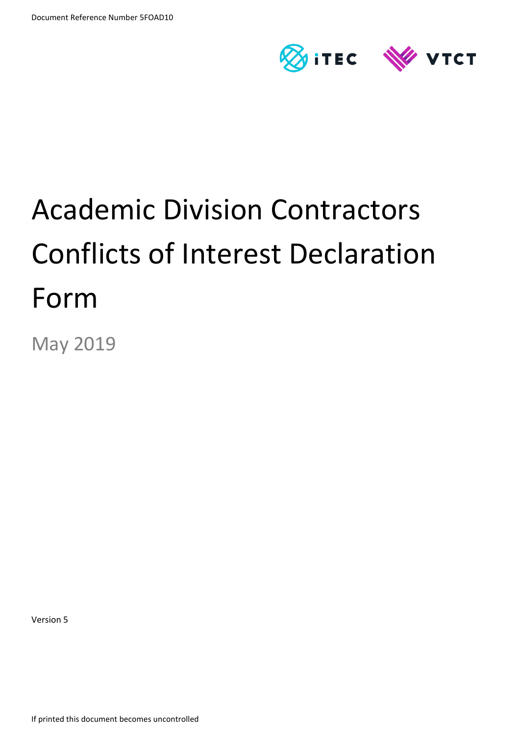Document Reference Number 5FOAD10

iTEC VTCT

# Academic Division Contractors Conflicts of Interest Declaration Form

May 2019

Version 5

If printed this document becomes uncontrolled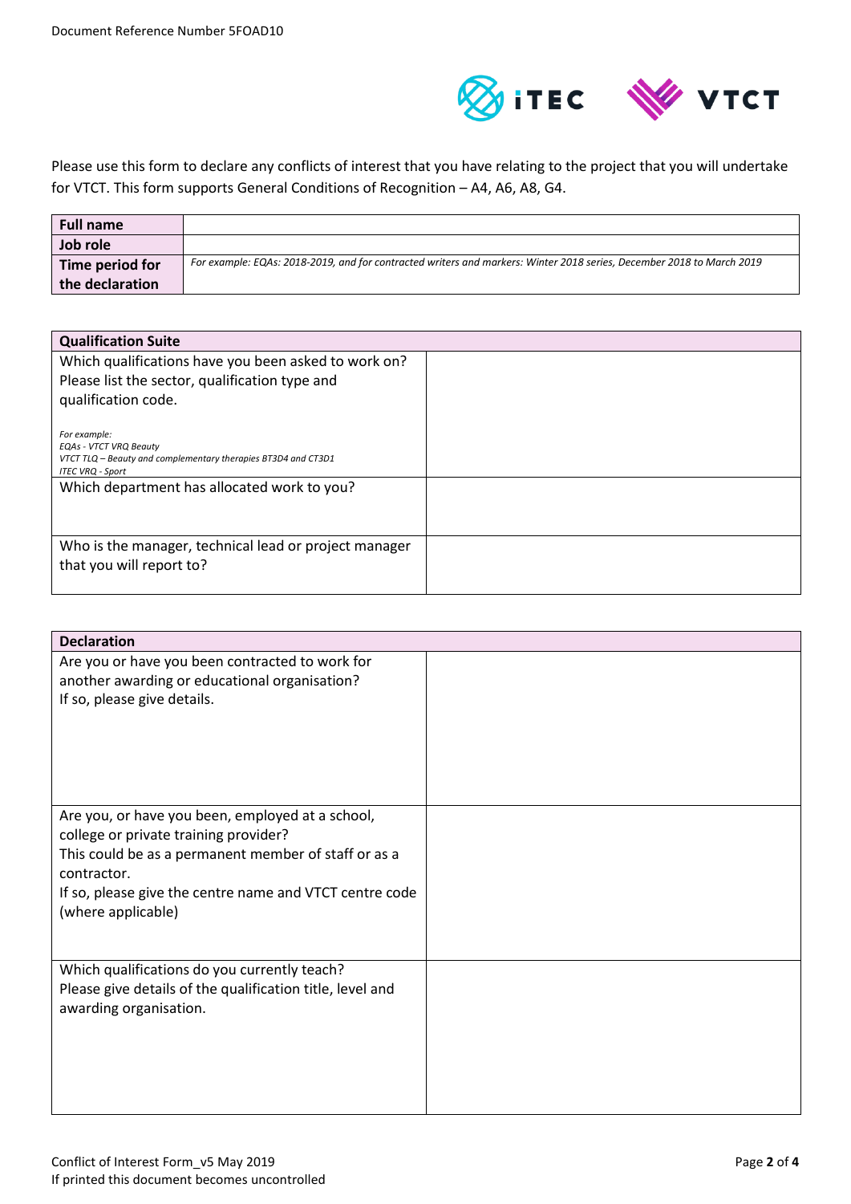Document Reference Number 5FOAD10

Please use this form to declare any conflicts of interest that you have relating to the project that you will undertake for VTCT. This form supports General Conditions of Recognition – A4, A6, A8, G4.

| **Full name** | |
|---|---|
| **Job role** | |
| **Time period for the declaration** | *For example: EQAs: 2018-2019, and for contracted writers and markers: Winter 2018 series, December 2018 to March 2019* |

| **Qualification Suite** | |
|---|---|
| Which qualifications have you been asked to work on? Please list the sector, qualification type and qualification code.<br><br>*For example:*<br>*EQAs - VTCT VRQ Beauty*<br>*VTCT TLQ – Beauty and complementary therapies BT3D4 and CT3D1*<br>*ITEC VRQ - Sport* | |
| Which department has allocated work to you? | |
| Who is the manager, technical lead or project manager that you will report to? | |

| **Declaration** | |
|---|---|
| Are you or have you been contracted to work for another awarding or educational organisation?<br>If so, please give details. | |
| Are you, or have you been, employed at a school, college or private training provider?<br>This could be as a permanent member of staff or as a contractor.<br>If so, please give the centre name and VTCT centre code (where applicable) | |
| Which qualifications do you currently teach?<br>Please give details of the qualification title, level and awarding organisation. | |

Conflict of Interest Form_v5 May 2019
If printed this document becomes uncontrolled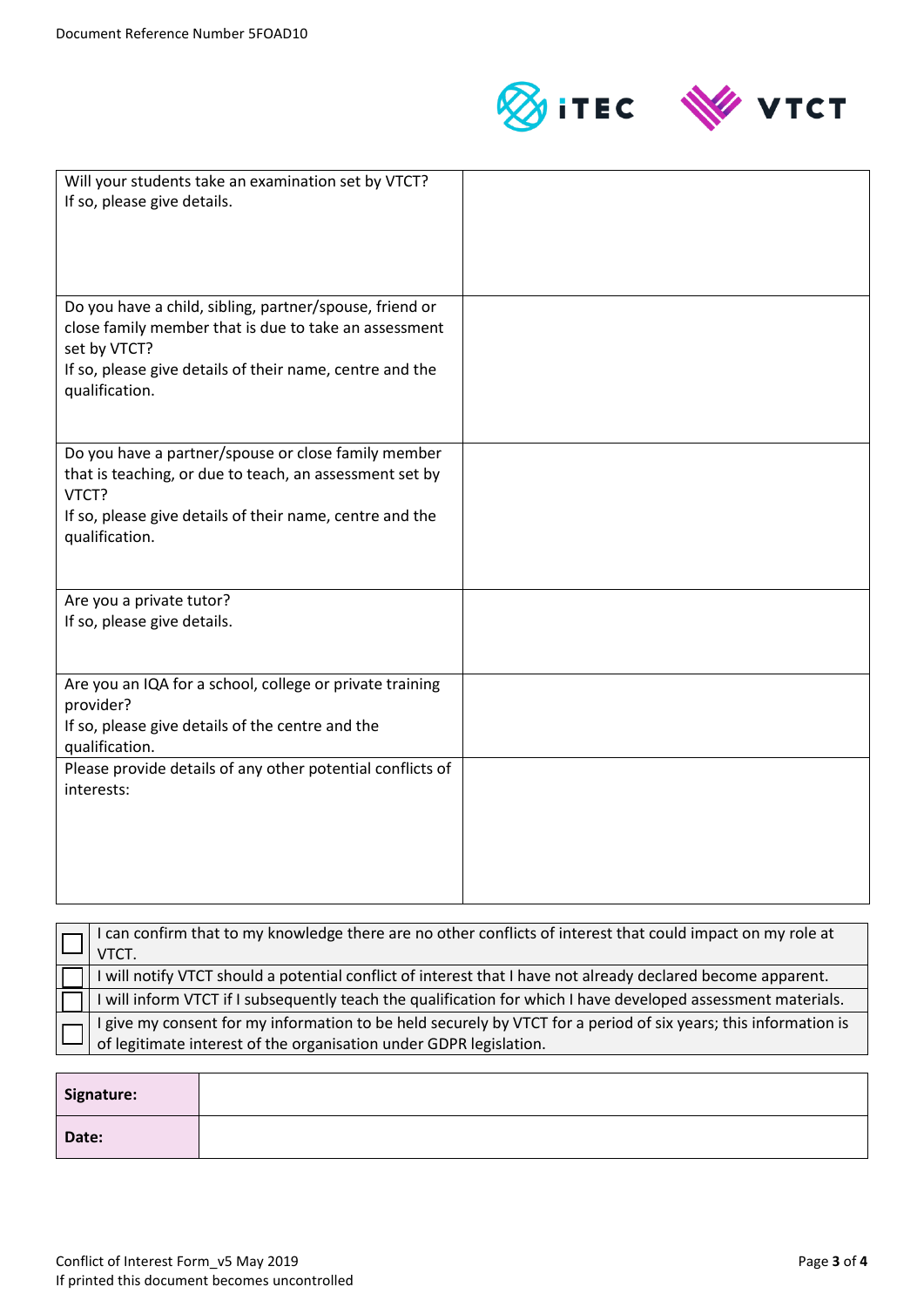| | |
|---|---|
| Will your students take an examination set by VTCT?<br>If so, please give details. | |
| Do you have a child, sibling, partner/spouse, friend or close family member that is due to take an assessment set by VTCT?<br>If so, please give details of their name, centre and the qualification. | |
| Do you have a partner/spouse or close family member that is teaching, or due to teach, an assessment set by VTCT?<br>If so, please give details of their name, centre and the qualification. | |
| Are you a private tutor?<br>If so, please give details. | |
| Are you an IQA for a school, college or private training provider?<br>If so, please give details of the centre and the qualification. | |
| Please provide details of any other potential conflicts of interests: | |

| | |
|---|---|
| ☐ | I can confirm that to my knowledge there are no other conflicts of interest that could impact on my role at VTCT. |
| ☐ | I will notify VTCT should a potential conflict of interest that I have not already declared become apparent. |
| ☐ | I will inform VTCT if I subsequently teach the qualification for which I have developed assessment materials. |
| ☐ | I give my consent for my information to be held securely by VTCT for a period of six years; this information is of legitimate interest of the organisation under GDPR legislation. |

| | |
|---|---|
| **Signature:** | |
| **Date:** | |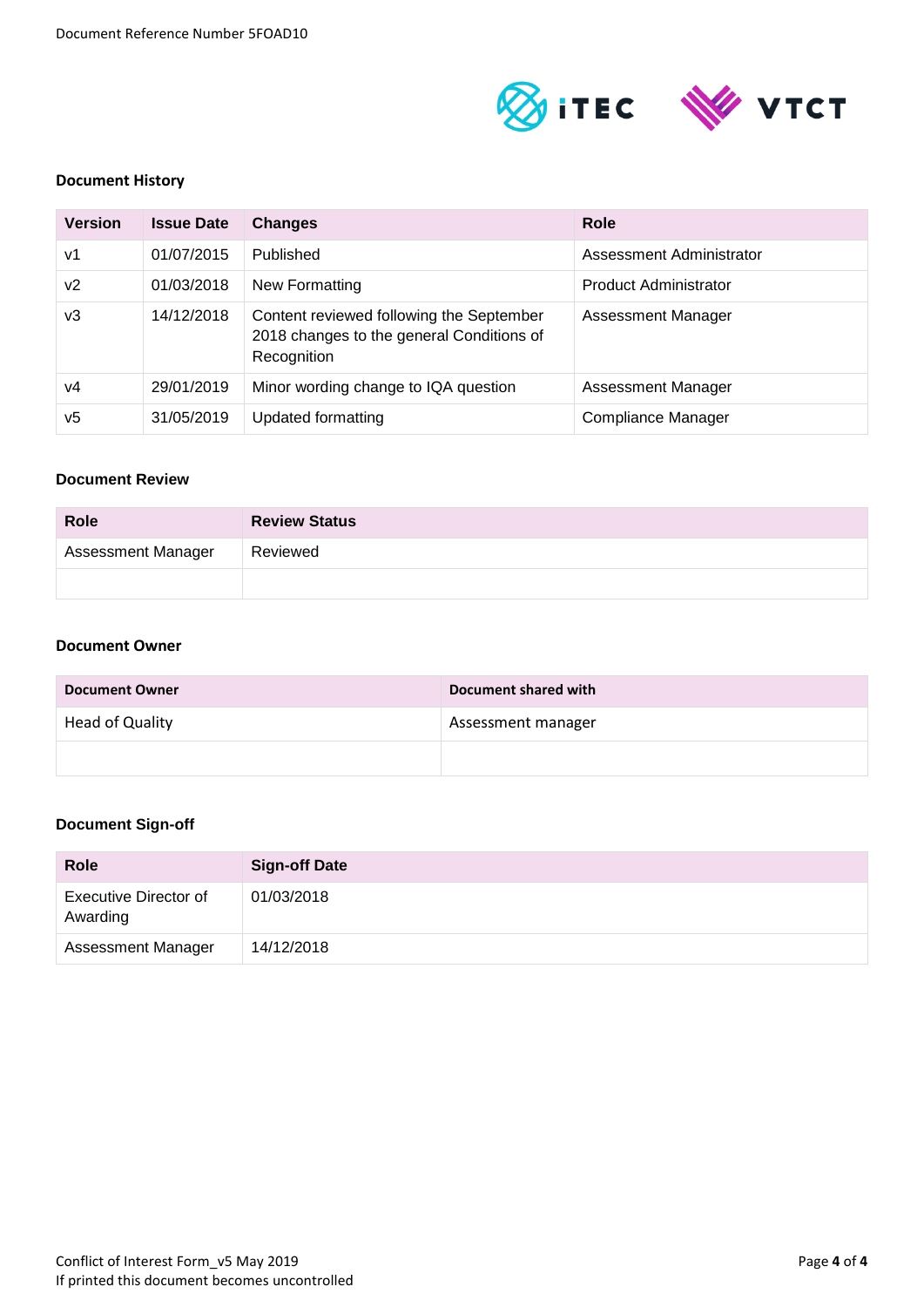Document Reference Number 5FOAD10

### Document History

| Version | Issue Date | Changes | Role |
|---|---|---|---|
| v1 | 01/07/2015 | Published | Assessment Administrator |
| v2 | 01/03/2018 | New Formatting | Product Administrator |
| v3 | 14/12/2018 | Content reviewed following the September 2018 changes to the general Conditions of Recognition | Assessment Manager |
| v4 | 29/01/2019 | Minor wording change to IQA question | Assessment Manager |
| v5 | 31/05/2019 | Updated formatting | Compliance Manager |

### Document Review

| Role | Review Status |
|---|---|
| Assessment Manager | Reviewed |
| | |

### Document Owner

| Document Owner | Document shared with |
|---|---|
| Head of Quality | Assessment manager |
| | |

### Document Sign-off

| Role | Sign-off Date |
|---|---|
| Executive Director of Awarding | 01/03/2018 |
| Assessment Manager | 14/12/2018 |

Conflict of Interest Form_v5 May 2019
If printed this document becomes uncontrolled